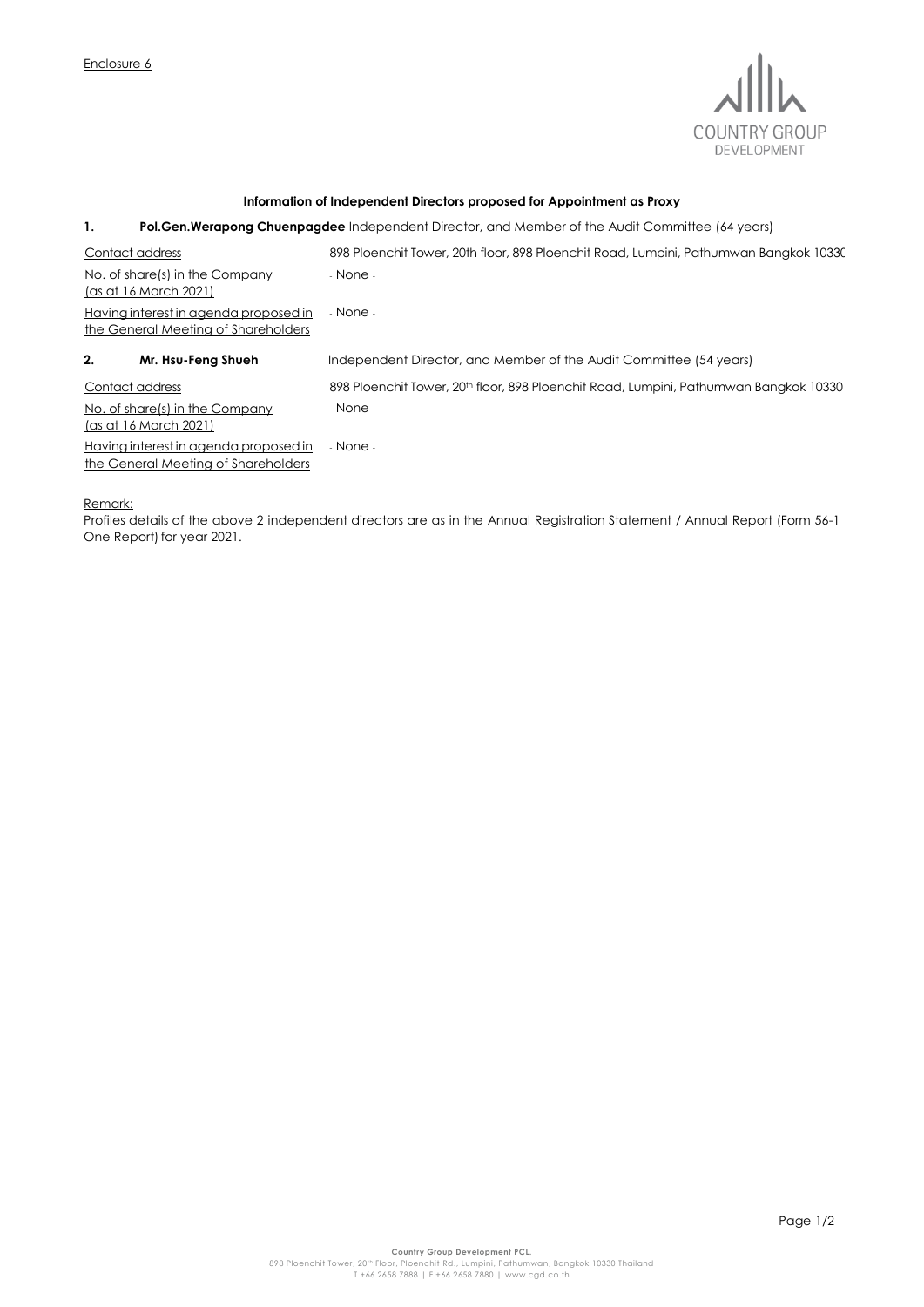Enclosure 6

**Information of Independent Directors proposed for Appointment as Proxy**

**1. Pol.Gen.Werapong Chuenpagdee** Independent Director, and Member of the Audit Committee (64 years)

| | |
|---|---|
| Contact address | 898 Ploenchit Tower, 20th floor, 898 Ploenchit Road, Lumpini, Pathumwan Bangkok 10330 |
| No. of share(s) in the Company (as at 16 March 2021) | - None - |
| Having interest in agenda proposed in the General Meeting of Shareholders | - None - |

**2. Mr. Hsu-Feng Shueh** Independent Director, and Member of the Audit Committee (54 years)

| | |
|---|---|
| Contact address | 898 Ploenchit Tower, 20th floor, 898 Ploenchit Road, Lumpini, Pathumwan Bangkok 10330 |
| No. of share(s) in the Company (as at 16 March 2021) | - None - |
| Having interest in agenda proposed in the General Meeting of Shareholders | - None - |

Remark:

Profiles details of the above 2 independent directors are as in the Annual Registration Statement / Annual Report (Form 56-1 One Report) for year 2021.

**Country Group Development PCL.**
898 Ploenchit Tower, 20th Floor, Ploenchit Rd., Lumpini, Pathumwan, Bangkok 10330 Thailand
T +66 2658 7888 | F +66 2658 7880 | www.cgd.co.th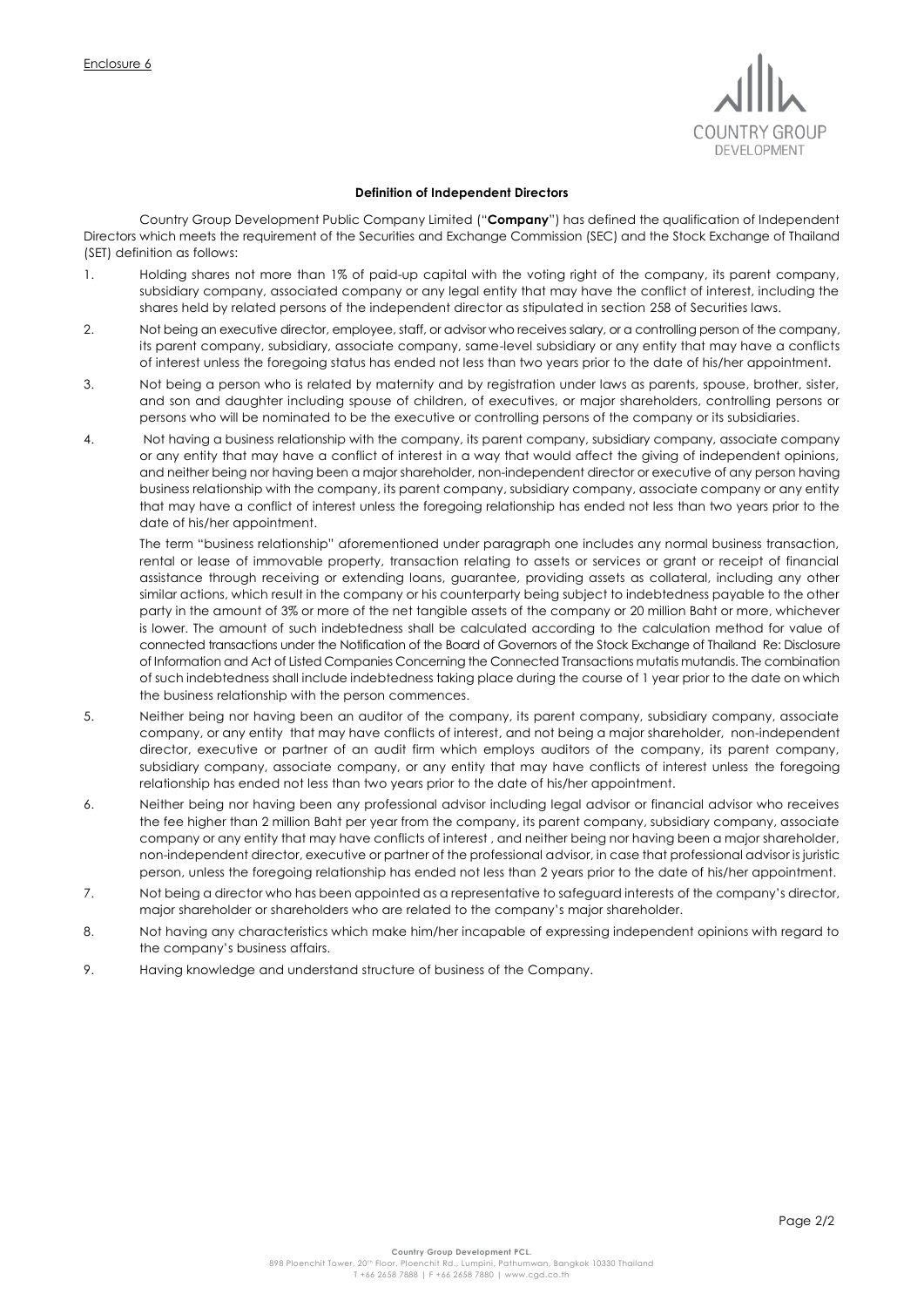Enclosure 6

**Definition of Independent Directors**

Country Group Development Public Company Limited ("**Company**") has defined the qualification of Independent Directors which meets the requirement of the Securities and Exchange Commission (SEC) and the Stock Exchange of Thailand (SET) definition as follows:

1. Holding shares not more than 1% of paid-up capital with the voting right of the company, its parent company, subsidiary company, associated company or any legal entity that may have the conflict of interest, including the shares held by related persons of the independent director as stipulated in section 258 of Securities laws.
2. Not being an executive director, employee, staff, or advisor who receives salary, or a controlling person of the company, its parent company, subsidiary, associate company, same-level subsidiary or any entity that may have a conflicts of interest unless the foregoing status has ended not less than two years prior to the date of his/her appointment.
3. Not being a person who is related by maternity and by registration under laws as parents, spouse, brother, sister, and son and daughter including spouse of children, of executives, or major shareholders, controlling persons or persons who will be nominated to be the executive or controlling persons of the company or its subsidiaries.
4. Not having a business relationship with the company, its parent company, subsidiary company, associate company or any entity that may have a conflict of interest in a way that would affect the giving of independent opinions, and neither being nor having been a major shareholder, non-independent director or executive of any person having business relationship with the company, its parent company, subsidiary company, associate company or any entity that may have a conflict of interest unless the foregoing relationship has ended not less than two years prior to the date of his/her appointment.

   The term "business relationship" aforementioned under paragraph one includes any normal business transaction, rental or lease of immovable property, transaction relating to assets or services or grant or receipt of financial assistance through receiving or extending loans, guarantee, providing assets as collateral, including any other similar actions, which result in the company or his counterparty being subject to indebtedness payable to the other party in the amount of 3% or more of the net tangible assets of the company or 20 million Baht or more, whichever is lower. The amount of such indebtedness shall be calculated according to the calculation method for value of connected transactions under the Notification of the Board of Governors of the Stock Exchange of Thailand Re: Disclosure of Information and Act of Listed Companies Concerning the Connected Transactions mutatis mutandis. The combination of such indebtedness shall include indebtedness taking place during the course of 1 year prior to the date on which the business relationship with the person commences.
5. Neither being nor having been an auditor of the company, its parent company, subsidiary company, associate company, or any entity that may have conflicts of interest, and not being a major shareholder, non-independent director, executive or partner of an audit firm which employs auditors of the company, its parent company, subsidiary company, associate company, or any entity that may have conflicts of interest unless the foregoing relationship has ended not less than two years prior to the date of his/her appointment.
6. Neither being nor having been any professional advisor including legal advisor or financial advisor who receives the fee higher than 2 million Baht per year from the company, its parent company, subsidiary company, associate company or any entity that may have conflicts of interest , and neither being nor having been a major shareholder, non-independent director, executive or partner of the professional advisor, in case that professional advisor is juristic person, unless the foregoing relationship has ended not less than 2 years prior to the date of his/her appointment.
7. Not being a director who has been appointed as a representative to safeguard interests of the company's director, major shareholder or shareholders who are related to the company's major shareholder.
8. Not having any characteristics which make him/her incapable of expressing independent opinions with regard to the company's business affairs.
9. Having knowledge and understand structure of business of the Company.

**Country Group Development PCL.**
898 Ploenchit Tower, 20th Floor, Ploenchit Rd., Lumpini, Pathumwan, Bangkok 10330 Thailand
T +66 2658 7888 | F +66 2658 7880 | www.cgd.co.th